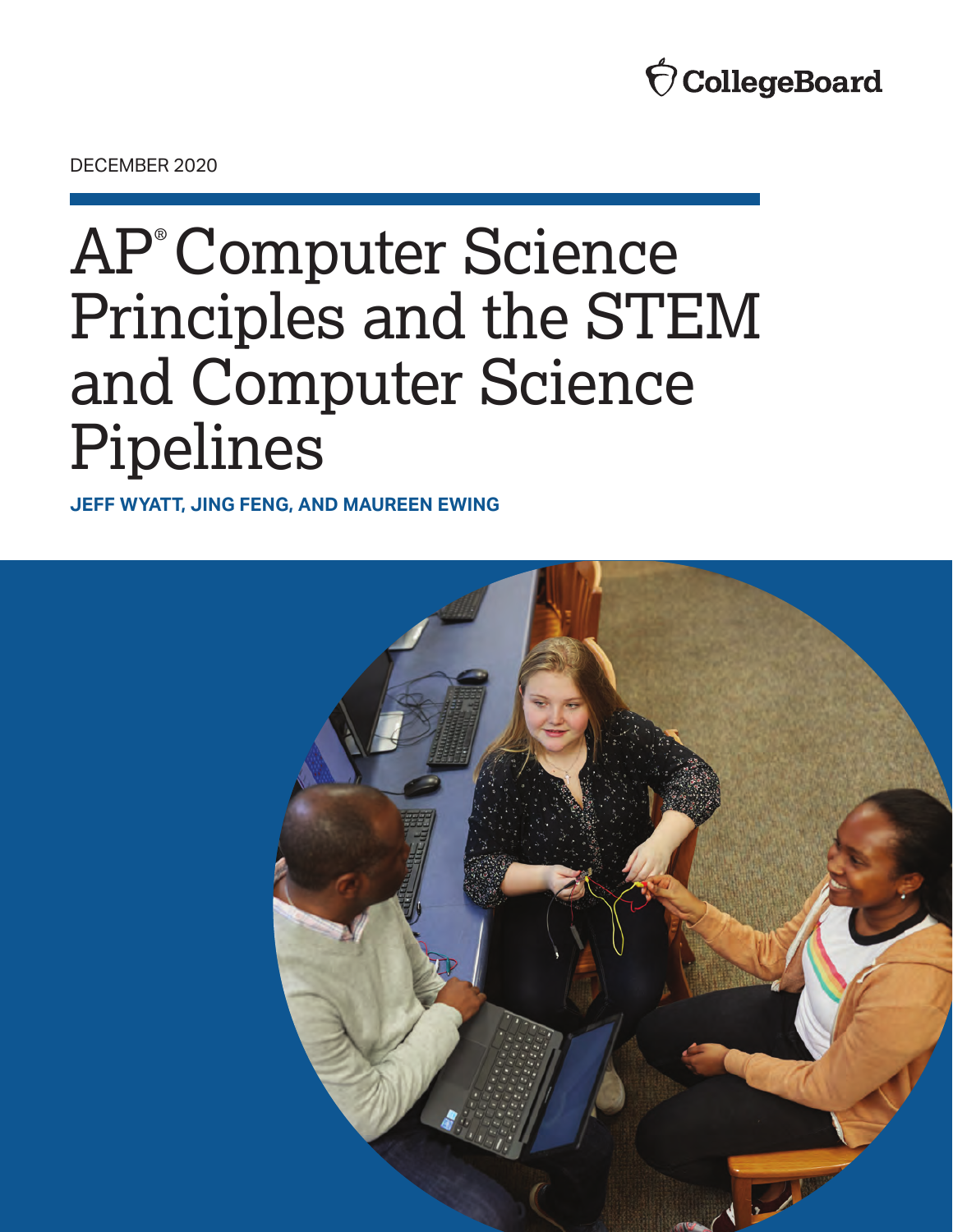CollegeBoard

DECEMBER 2020

# AP® Computer Science Principles and the STEM and Computer Science Pipelines

**JEFF WYATT, JING FENG, AND MAUREEN EWING**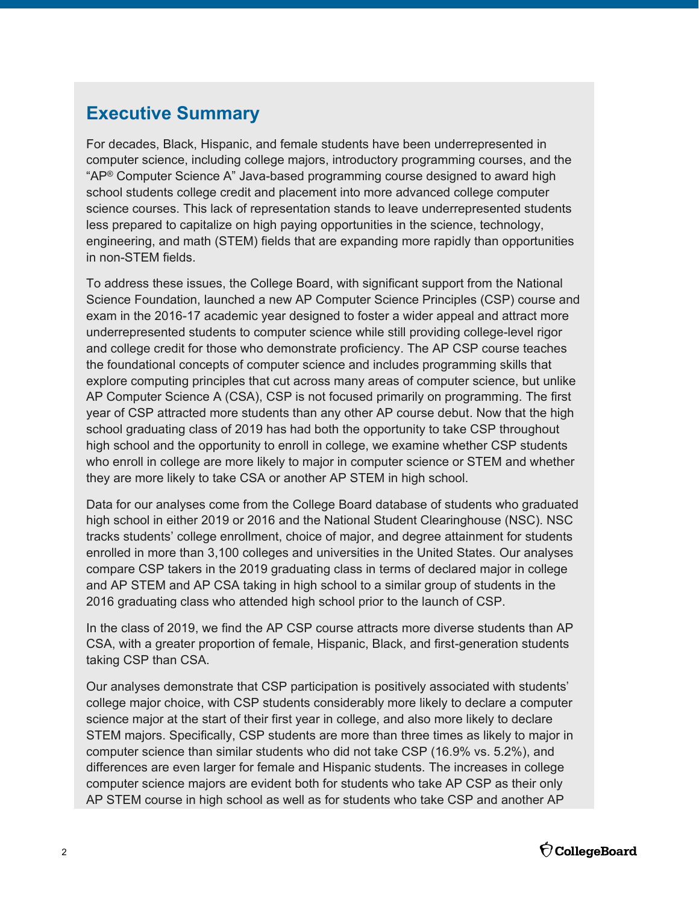## Executive Summary

For decades, Black, Hispanic, and female students have been underrepresented in computer science, including college majors, introductory programming courses, and the "AP® Computer Science A" Java-based programming course designed to award high school students college credit and placement into more advanced college computer science courses. This lack of representation stands to leave underrepresented students less prepared to capitalize on high paying opportunities in the science, technology, engineering, and math (STEM) fields that are expanding more rapidly than opportunities in non-STEM fields.

To address these issues, the College Board, with significant support from the National Science Foundation, launched a new AP Computer Science Principles (CSP) course and exam in the 2016-17 academic year designed to foster a wider appeal and attract more underrepresented students to computer science while still providing college-level rigor and college credit for those who demonstrate proficiency. The AP CSP course teaches the foundational concepts of computer science and includes programming skills that explore computing principles that cut across many areas of computer science, but unlike AP Computer Science A (CSA), CSP is not focused primarily on programming. The first year of CSP attracted more students than any other AP course debut. Now that the high school graduating class of 2019 has had both the opportunity to take CSP throughout high school and the opportunity to enroll in college, we examine whether CSP students who enroll in college are more likely to major in computer science or STEM and whether they are more likely to take CSA or another AP STEM in high school.

Data for our analyses come from the College Board database of students who graduated high school in either 2019 or 2016 and the National Student Clearinghouse (NSC). NSC tracks students' college enrollment, choice of major, and degree attainment for students enrolled in more than 3,100 colleges and universities in the United States. Our analyses compare CSP takers in the 2019 graduating class in terms of declared major in college and AP STEM and AP CSA taking in high school to a similar group of students in the 2016 graduating class who attended high school prior to the launch of CSP.

In the class of 2019, we find the AP CSP course attracts more diverse students than AP CSA, with a greater proportion of female, Hispanic, Black, and first-generation students taking CSP than CSA.

Our analyses demonstrate that CSP participation is positively associated with students' college major choice, with CSP students considerably more likely to declare a computer science major at the start of their first year in college, and also more likely to declare STEM majors. Specifically, CSP students are more than three times as likely to major in computer science than similar students who did not take CSP (16.9% vs. 5.2%), and differences are even larger for female and Hispanic students. The increases in college computer science majors are evident both for students who take AP CSP as their only AP STEM course in high school as well as for students who take CSP and another AP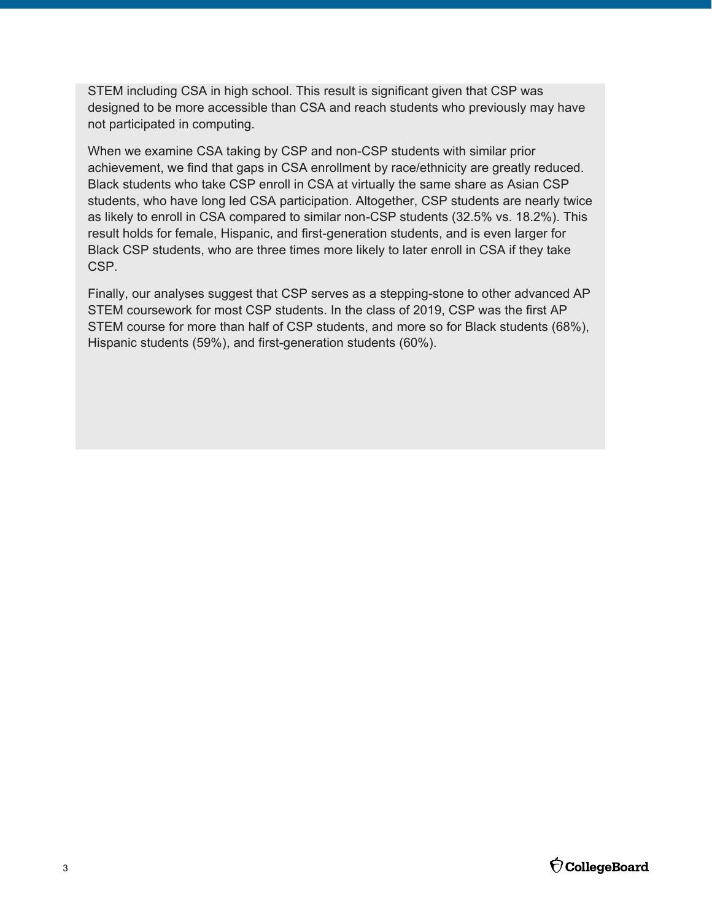STEM including CSA in high school. This result is significant given that CSP was designed to be more accessible than CSA and reach students who previously may have not participated in computing.

When we examine CSA taking by CSP and non-CSP students with similar prior achievement, we find that gaps in CSA enrollment by race/ethnicity are greatly reduced. Black students who take CSP enroll in CSA at virtually the same share as Asian CSP students, who have long led CSA participation. Altogether, CSP students are nearly twice as likely to enroll in CSA compared to similar non-CSP students (32.5% vs. 18.2%). This result holds for female, Hispanic, and first-generation students, and is even larger for Black CSP students, who are three times more likely to later enroll in CSA if they take CSP.

Finally, our analyses suggest that CSP serves as a stepping-stone to other advanced AP STEM coursework for most CSP students. In the class of 2019, CSP was the first AP STEM course for more than half of CSP students, and more so for Black students (68%), Hispanic students (59%), and first-generation students (60%).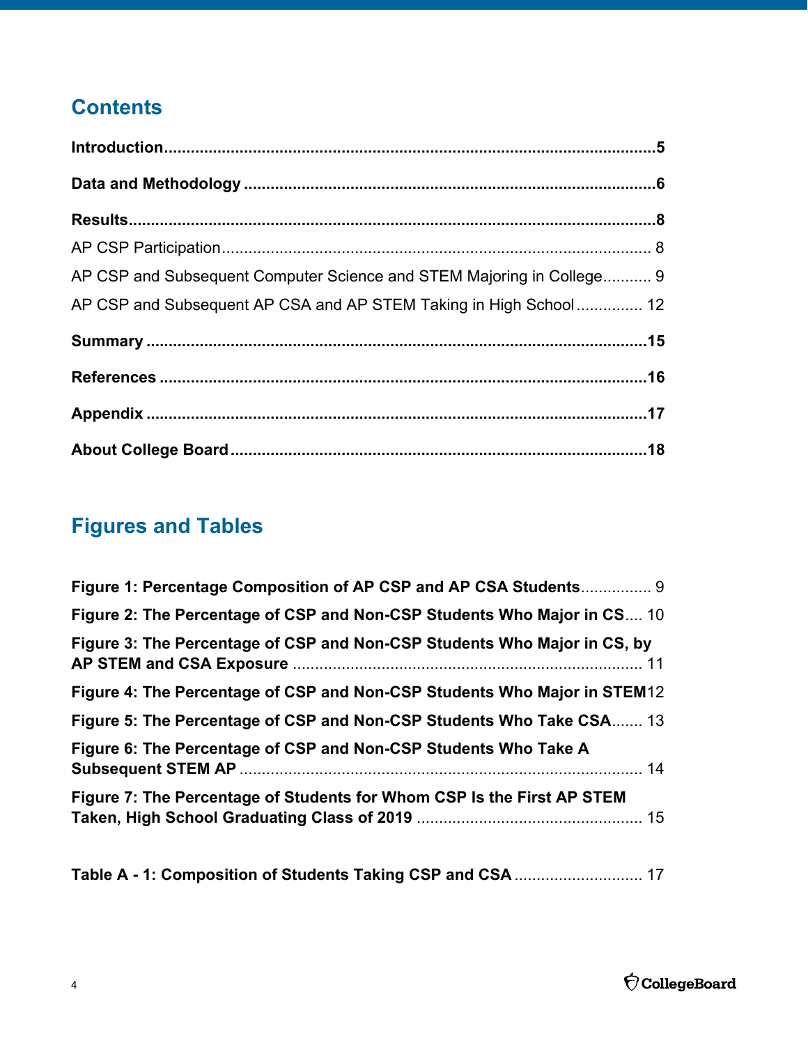## Contents

**Introduction**.............................................................................................................**5**

**Data and Methodology** ............................................................................................**6**

**Results**......................................................................................................................**8**

AP CSP Participation................................................................................................. 8

AP CSP and Subsequent Computer Science and STEM Majoring in College........... 9

AP CSP and Subsequent AP CSA and AP STEM Taking in High School............... 12

**Summary** ...............................................................................................................**15**

**References** .............................................................................................................**16**

**Appendix** ................................................................................................................**17**

**About College Board**.............................................................................................**18**

## Figures and Tables

**Figure 1: Percentage Composition of AP CSP and AP CSA Students**................ 9

**Figure 2: The Percentage of CSP and Non-CSP Students Who Major in CS**.... 10

**Figure 3: The Percentage of CSP and Non-CSP Students Who Major in CS, by AP STEM and CSA Exposure** ................................................................................ 11

**Figure 4: The Percentage of CSP and Non-CSP Students Who Major in STEM**12

**Figure 5: The Percentage of CSP and Non-CSP Students Who Take CSA**....... 13

**Figure 6: The Percentage of CSP and Non-CSP Students Who Take A Subsequent STEM AP** .......................................................................................... 14

**Figure 7: The Percentage of Students for Whom CSP Is the First AP STEM Taken, High School Graduating Class of 2019** .................................................. 15

**Table A - 1: Composition of Students Taking CSP and CSA** ............................. 17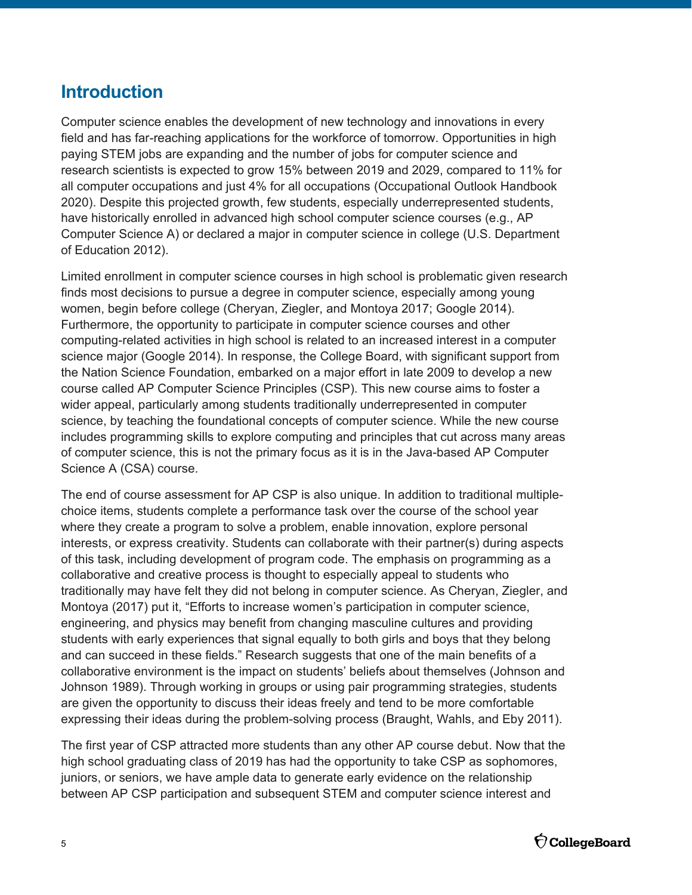## Introduction

Computer science enables the development of new technology and innovations in every field and has far-reaching applications for the workforce of tomorrow. Opportunities in high paying STEM jobs are expanding and the number of jobs for computer science and research scientists is expected to grow 15% between 2019 and 2029, compared to 11% for all computer occupations and just 4% for all occupations (Occupational Outlook Handbook 2020). Despite this projected growth, few students, especially underrepresented students, have historically enrolled in advanced high school computer science courses (e.g., AP Computer Science A) or declared a major in computer science in college (U.S. Department of Education 2012).

Limited enrollment in computer science courses in high school is problematic given research finds most decisions to pursue a degree in computer science, especially among young women, begin before college (Cheryan, Ziegler, and Montoya 2017; Google 2014). Furthermore, the opportunity to participate in computer science courses and other computing-related activities in high school is related to an increased interest in a computer science major (Google 2014). In response, the College Board, with significant support from the Nation Science Foundation, embarked on a major effort in late 2009 to develop a new course called AP Computer Science Principles (CSP). This new course aims to foster a wider appeal, particularly among students traditionally underrepresented in computer science, by teaching the foundational concepts of computer science. While the new course includes programming skills to explore computing and principles that cut across many areas of computer science, this is not the primary focus as it is in the Java-based AP Computer Science A (CSA) course.

The end of course assessment for AP CSP is also unique. In addition to traditional multiple-choice items, students complete a performance task over the course of the school year where they create a program to solve a problem, enable innovation, explore personal interests, or express creativity. Students can collaborate with their partner(s) during aspects of this task, including development of program code. The emphasis on programming as a collaborative and creative process is thought to especially appeal to students who traditionally may have felt they did not belong in computer science. As Cheryan, Ziegler, and Montoya (2017) put it, "Efforts to increase women's participation in computer science, engineering, and physics may benefit from changing masculine cultures and providing students with early experiences that signal equally to both girls and boys that they belong and can succeed in these fields." Research suggests that one of the main benefits of a collaborative environment is the impact on students' beliefs about themselves (Johnson and Johnson 1989). Through working in groups or using pair programming strategies, students are given the opportunity to discuss their ideas freely and tend to be more comfortable expressing their ideas during the problem-solving process (Braught, Wahls, and Eby 2011).

The first year of CSP attracted more students than any other AP course debut. Now that the high school graduating class of 2019 has had the opportunity to take CSP as sophomores, juniors, or seniors, we have ample data to generate early evidence on the relationship between AP CSP participation and subsequent STEM and computer science interest and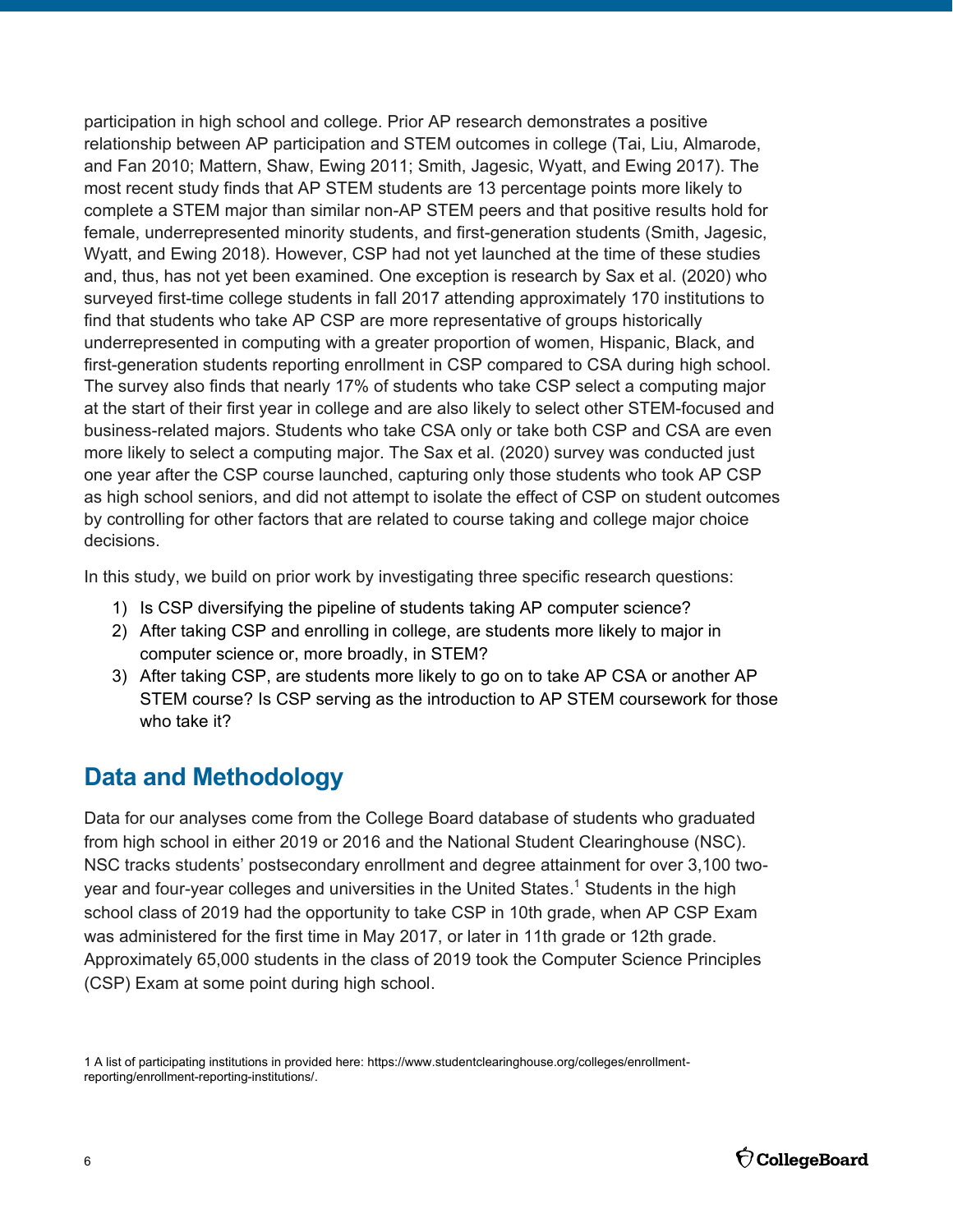participation in high school and college. Prior AP research demonstrates a positive relationship between AP participation and STEM outcomes in college (Tai, Liu, Almarode, and Fan 2010; Mattern, Shaw, Ewing 2011; Smith, Jagesic, Wyatt, and Ewing 2017). The most recent study finds that AP STEM students are 13 percentage points more likely to complete a STEM major than similar non-AP STEM peers and that positive results hold for female, underrepresented minority students, and first-generation students (Smith, Jagesic, Wyatt, and Ewing 2018). However, CSP had not yet launched at the time of these studies and, thus, has not yet been examined. One exception is research by Sax et al. (2020) who surveyed first-time college students in fall 2017 attending approximately 170 institutions to find that students who take AP CSP are more representative of groups historically underrepresented in computing with a greater proportion of women, Hispanic, Black, and first-generation students reporting enrollment in CSP compared to CSA during high school. The survey also finds that nearly 17% of students who take CSP select a computing major at the start of their first year in college and are also likely to select other STEM-focused and business-related majors. Students who take CSA only or take both CSP and CSA are even more likely to select a computing major. The Sax et al. (2020) survey was conducted just one year after the CSP course launched, capturing only those students who took AP CSP as high school seniors, and did not attempt to isolate the effect of CSP on student outcomes by controlling for other factors that are related to course taking and college major choice decisions.

In this study, we build on prior work by investigating three specific research questions:

1) Is CSP diversifying the pipeline of students taking AP computer science?
2) After taking CSP and enrolling in college, are students more likely to major in computer science or, more broadly, in STEM?
3) After taking CSP, are students more likely to go on to take AP CSA or another AP STEM course? Is CSP serving as the introduction to AP STEM coursework for those who take it?

## Data and Methodology

Data for our analyses come from the College Board database of students who graduated from high school in either 2019 or 2016 and the National Student Clearinghouse (NSC). NSC tracks students' postsecondary enrollment and degree attainment for over 3,100 two-year and four-year colleges and universities in the United States.[1] Students in the high school class of 2019 had the opportunity to take CSP in 10th grade, when AP CSP Exam was administered for the first time in May 2017, or later in 11th grade or 12th grade. Approximately 65,000 students in the class of 2019 took the Computer Science Principles (CSP) Exam at some point during high school.

1 A list of participating institutions in provided here: https://www.studentclearinghouse.org/colleges/enrollment-reporting/enrollment-reporting-institutions/.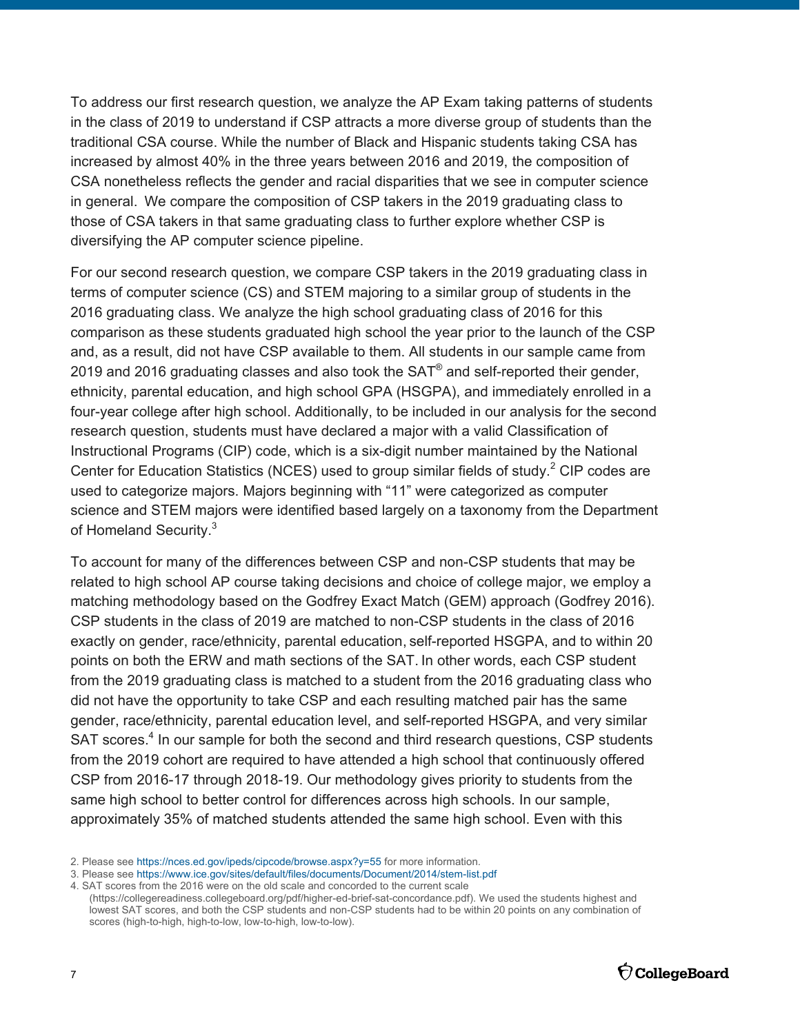To address our first research question, we analyze the AP Exam taking patterns of students in the class of 2019 to understand if CSP attracts a more diverse group of students than the traditional CSA course. While the number of Black and Hispanic students taking CSA has increased by almost 40% in the three years between 2016 and 2019, the composition of CSA nonetheless reflects the gender and racial disparities that we see in computer science in general. We compare the composition of CSP takers in the 2019 graduating class to those of CSA takers in that same graduating class to further explore whether CSP is diversifying the AP computer science pipeline.

For our second research question, we compare CSP takers in the 2019 graduating class in terms of computer science (CS) and STEM majoring to a similar group of students in the 2016 graduating class. We analyze the high school graduating class of 2016 for this comparison as these students graduated high school the year prior to the launch of the CSP and, as a result, did not have CSP available to them. All students in our sample came from 2019 and 2016 graduating classes and also took the SAT® and self-reported their gender, ethnicity, parental education, and high school GPA (HSGPA), and immediately enrolled in a four-year college after high school. Additionally, to be included in our analysis for the second research question, students must have declared a major with a valid Classification of Instructional Programs (CIP) code, which is a six-digit number maintained by the National Center for Education Statistics (NCES) used to group similar fields of study.[2] CIP codes are used to categorize majors. Majors beginning with "11" were categorized as computer science and STEM majors were identified based largely on a taxonomy from the Department of Homeland Security.[3]

To account for many of the differences between CSP and non-CSP students that may be related to high school AP course taking decisions and choice of college major, we employ a matching methodology based on the Godfrey Exact Match (GEM) approach (Godfrey 2016). CSP students in the class of 2019 are matched to non-CSP students in the class of 2016 exactly on gender, race/ethnicity, parental education, self-reported HSGPA, and to within 20 points on both the ERW and math sections of the SAT. In other words, each CSP student from the 2019 graduating class is matched to a student from the 2016 graduating class who did not have the opportunity to take CSP and each resulting matched pair has the same gender, race/ethnicity, parental education level, and self-reported HSGPA, and very similar SAT scores.[4] In our sample for both the second and third research questions, CSP students from the 2019 cohort are required to have attended a high school that continuously offered CSP from 2016-17 through 2018-19. Our methodology gives priority to students from the same high school to better control for differences across high schools. In our sample, approximately 35% of matched students attended the same high school. Even with this

2. Please see https://nces.ed.gov/ipeds/cipcode/browse.aspx?y=55 for more information.

3. Please see https://www.ice.gov/sites/default/files/documents/Document/2014/stem-list.pdf

4. SAT scores from the 2016 were on the old scale and concorded to the current scale (https://collegereadiness.collegeboard.org/pdf/higher-ed-brief-sat-concordance.pdf). We used the students highest and lowest SAT scores, and both the CSP students and non-CSP students had to be within 20 points on any combination of scores (high-to-high, high-to-low, low-to-high, low-to-low).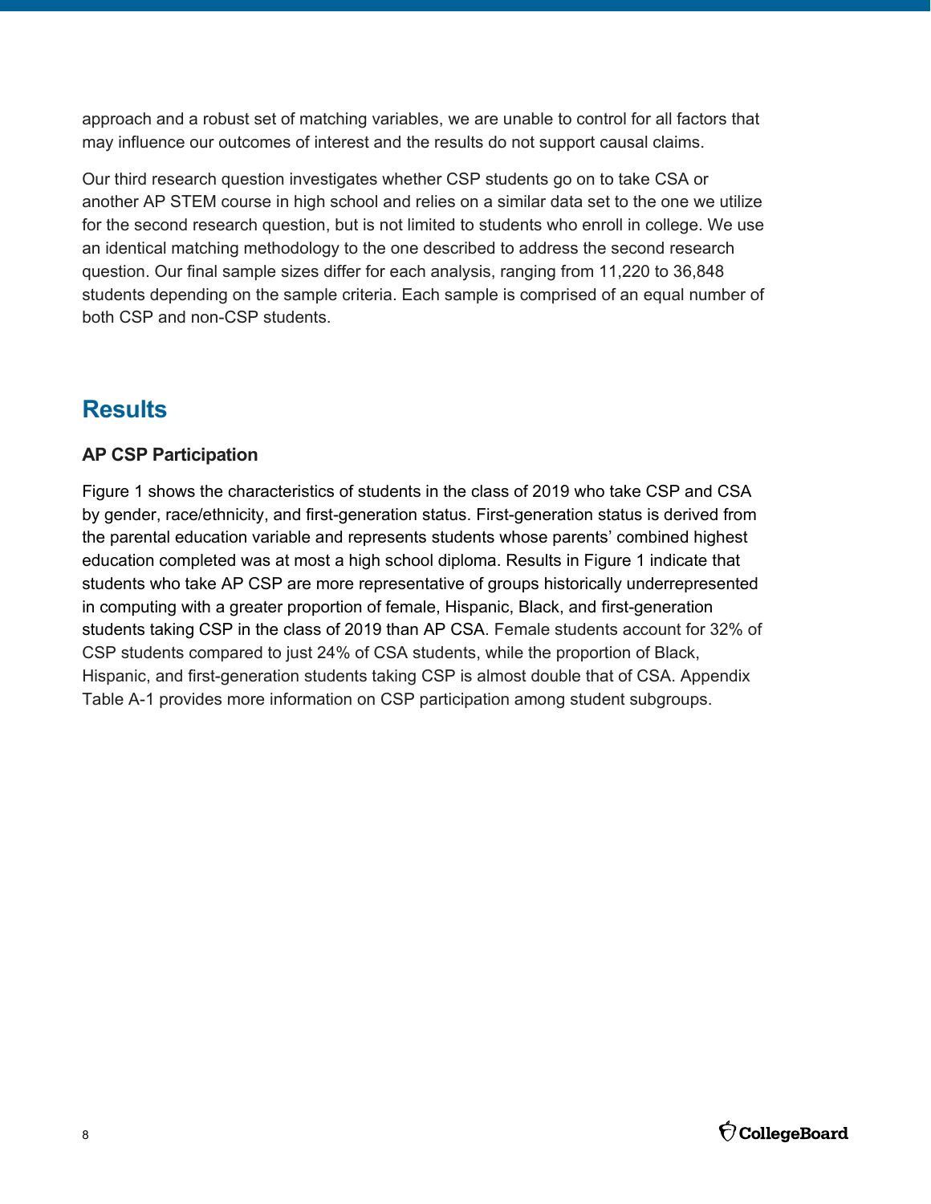approach and a robust set of matching variables, we are unable to control for all factors that may influence our outcomes of interest and the results do not support causal claims.

Our third research question investigates whether CSP students go on to take CSA or another AP STEM course in high school and relies on a similar data set to the one we utilize for the second research question, but is not limited to students who enroll in college. We use an identical matching methodology to the one described to address the second research question. Our final sample sizes differ for each analysis, ranging from 11,220 to 36,848 students depending on the sample criteria. Each sample is comprised of an equal number of both CSP and non-CSP students.

## Results

### AP CSP Participation

Figure 1 shows the characteristics of students in the class of 2019 who take CSP and CSA by gender, race/ethnicity, and first-generation status. First-generation status is derived from the parental education variable and represents students whose parents' combined highest education completed was at most a high school diploma. Results in Figure 1 indicate that students who take AP CSP are more representative of groups historically underrepresented in computing with a greater proportion of female, Hispanic, Black, and first-generation students taking CSP in the class of 2019 than AP CSA. Female students account for 32% of CSP students compared to just 24% of CSA students, while the proportion of Black, Hispanic, and first-generation students taking CSP is almost double that of CSA. Appendix Table A-1 provides more information on CSP participation among student subgroups.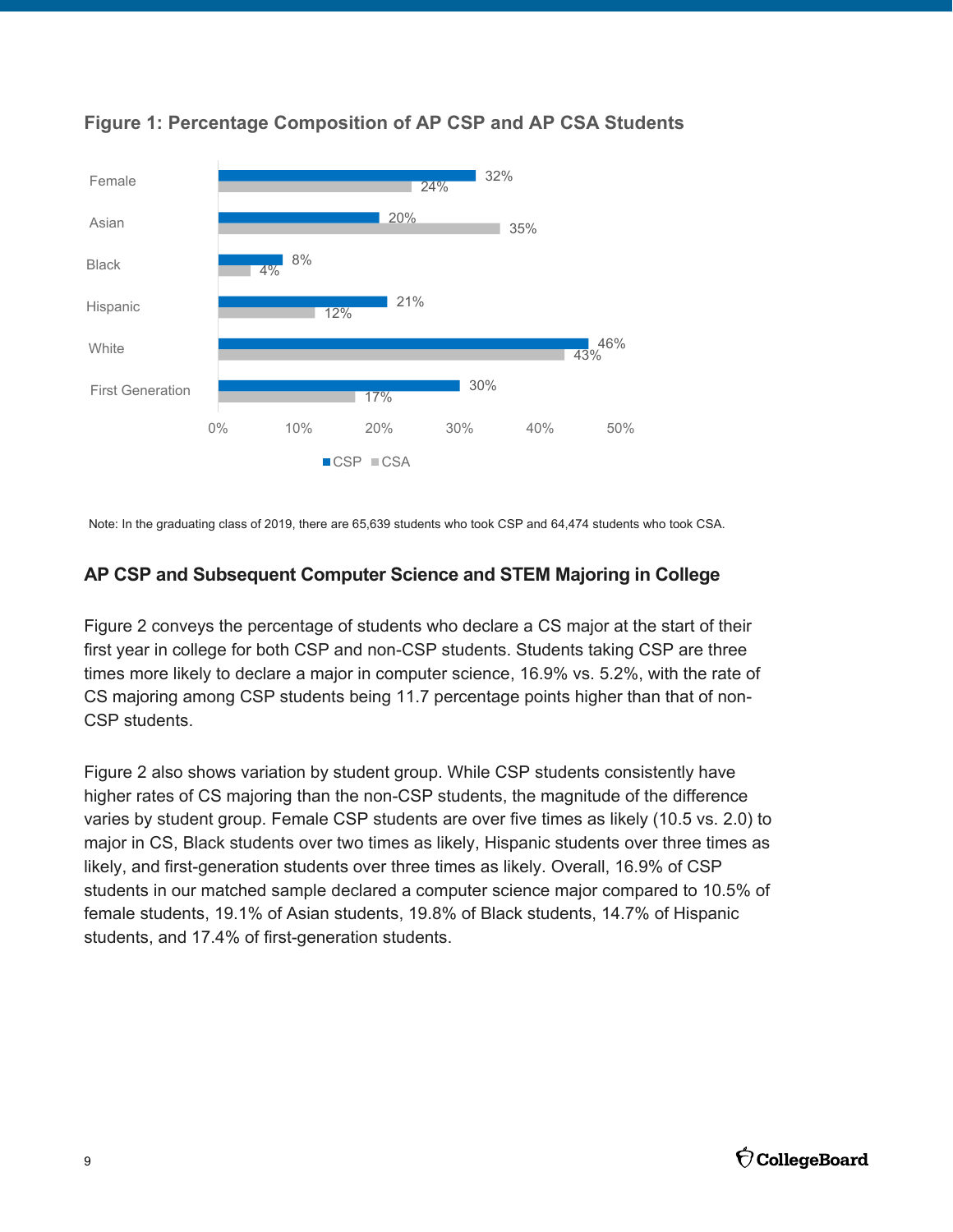**Figure 1: Percentage Composition of AP CSP and AP CSA Students**

| | CSP | CSA |
|---|---|---|
| Female | 32% | 24% |
| Asian | 20% | 35% |
| Black | 8% | 4% |
| Hispanic | 21% | 12% |
| White | 46% | 43% |
| First Generation | 30% | 17% |

Note: In the graduating class of 2019, there are 65,639 students who took CSP and 64,474 students who took CSA.

## AP CSP and Subsequent Computer Science and STEM Majoring in College

Figure 2 conveys the percentage of students who declare a CS major at the start of their first year in college for both CSP and non-CSP students. Students taking CSP are three times more likely to declare a major in computer science, 16.9% vs. 5.2%, with the rate of CS majoring among CSP students being 11.7 percentage points higher than that of non-CSP students.

Figure 2 also shows variation by student group. While CSP students consistently have higher rates of CS majoring than the non-CSP students, the magnitude of the difference varies by student group. Female CSP students are over five times as likely (10.5 vs. 2.0) to major in CS, Black students over two times as likely, Hispanic students over three times as likely, and first-generation students over three times as likely. Overall, 16.9% of CSP students in our matched sample declared a computer science major compared to 10.5% of female students, 19.1% of Asian students, 19.8% of Black students, 14.7% of Hispanic students, and 17.4% of first-generation students.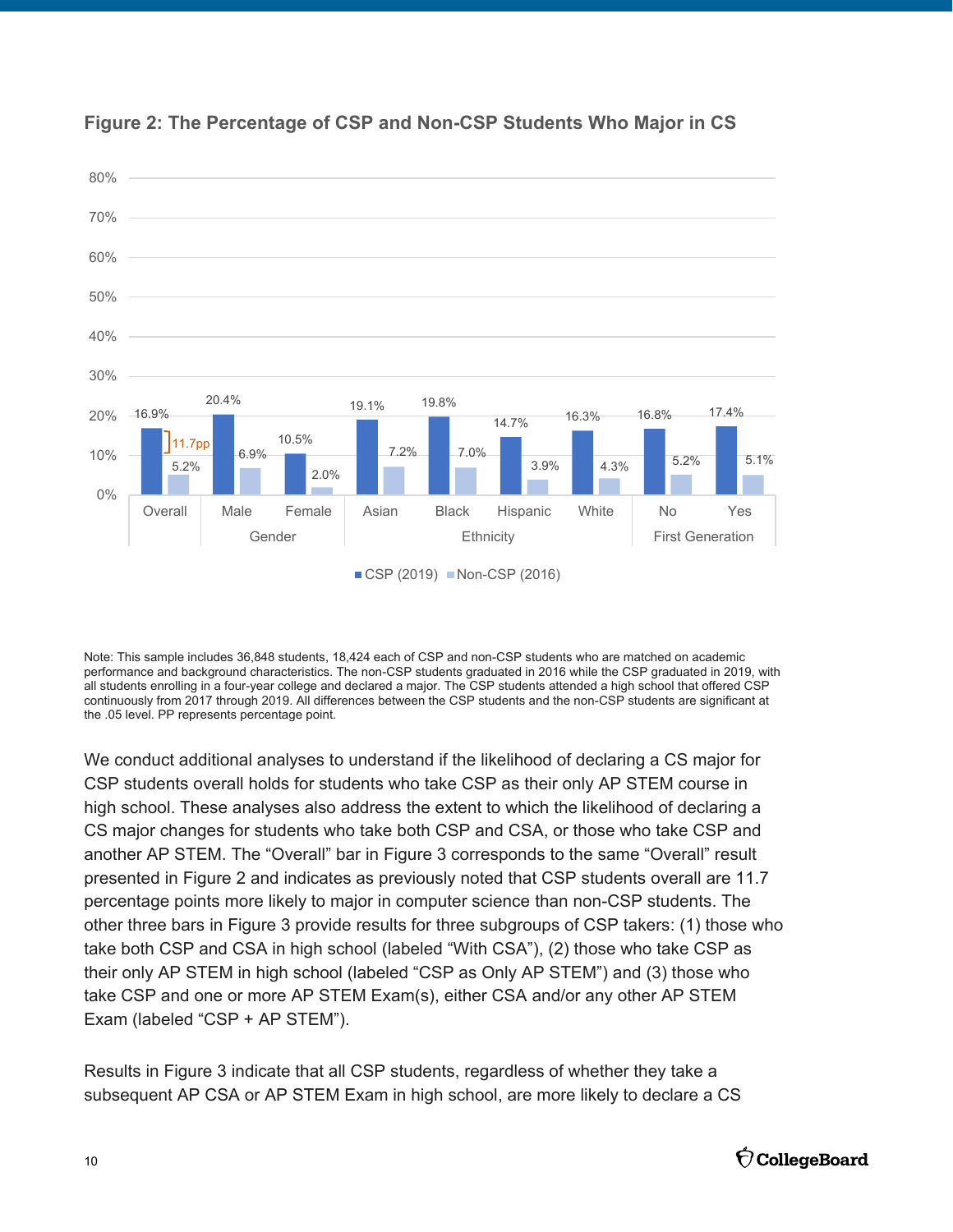**Figure 2: The Percentage of CSP and Non-CSP Students Who Major in CS**

| Group | | CSP (2019) | Non-CSP (2016) |
|---|---|---|---|
| Overall | | 16.9% | 5.2% |
| Gender | Male | 20.4% | 6.9% |
| | Female | 10.5% | 2.0% |
| Ethnicity | Asian | 19.1% | 7.2% |
| | Black | 19.8% | 7.0% |
| | Hispanic | 14.7% | 3.9% |
| | White | 16.3% | 4.3% |
| First Generation | No | 16.8% | 5.2% |
| | Yes | 17.4% | 5.1% |

(Overall difference: 11.7pp)

Note: This sample includes 36,848 students, 18,424 each of CSP and non-CSP students who are matched on academic performance and background characteristics. The non-CSP students graduated in 2016 while the CSP graduated in 2019, with all students enrolling in a four-year college and declared a major. The CSP students attended a high school that offered CSP continuously from 2017 through 2019. All differences between the CSP students and the non-CSP students are significant at the .05 level. PP represents percentage point.

We conduct additional analyses to understand if the likelihood of declaring a CS major for CSP students overall holds for students who take CSP as their only AP STEM course in high school. These analyses also address the extent to which the likelihood of declaring a CS major changes for students who take both CSP and CSA, or those who take CSP and another AP STEM. The "Overall" bar in Figure 3 corresponds to the same "Overall" result presented in Figure 2 and indicates as previously noted that CSP students overall are 11.7 percentage points more likely to major in computer science than non-CSP students. The other three bars in Figure 3 provide results for three subgroups of CSP takers: (1) those who take both CSP and CSA in high school (labeled "With CSA"), (2) those who take CSP as their only AP STEM in high school (labeled "CSP as Only AP STEM") and (3) those who take CSP and one or more AP STEM Exam(s), either CSA and/or any other AP STEM Exam (labeled "CSP + AP STEM").

Results in Figure 3 indicate that all CSP students, regardless of whether they take a subsequent AP CSA or AP STEM Exam in high school, are more likely to declare a CS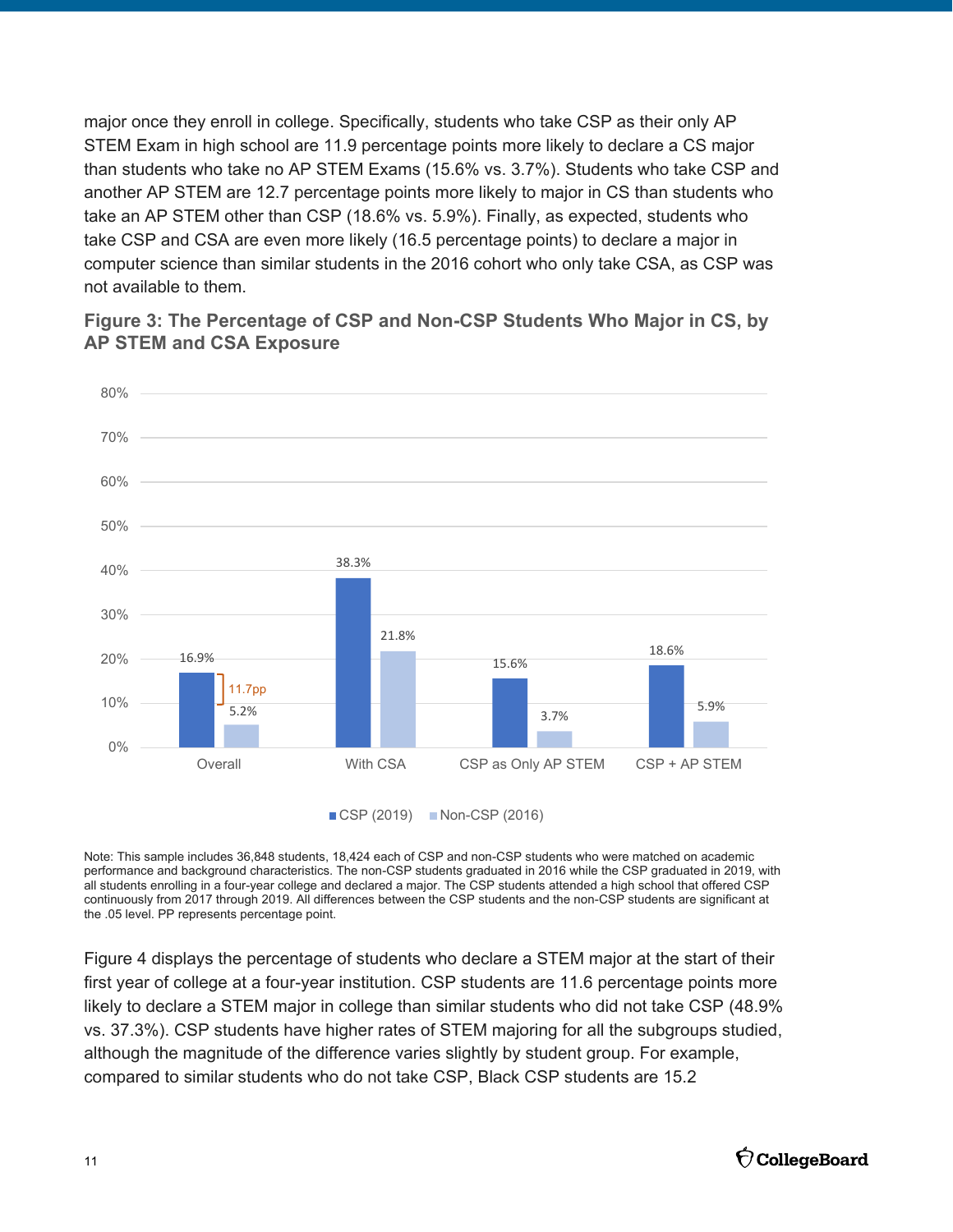major once they enroll in college. Specifically, students who take CSP as their only AP STEM Exam in high school are 11.9 percentage points more likely to declare a CS major than students who take no AP STEM Exams (15.6% vs. 3.7%). Students who take CSP and another AP STEM are 12.7 percentage points more likely to major in CS than students who take an AP STEM other than CSP (18.6% vs. 5.9%). Finally, as expected, students who take CSP and CSA are even more likely (16.5 percentage points) to declare a major in computer science than similar students in the 2016 cohort who only take CSA, as CSP was not available to them.

### Figure 3: The Percentage of CSP and Non-CSP Students Who Major in CS, by AP STEM and CSA Exposure

| | CSP (2019) | Non-CSP (2016) |
|---|---|---|
| Overall | 16.9% | 5.2% |
| With CSA | 38.3% | 21.8% |
| CSP as Only AP STEM | 15.6% | 3.7% |
| CSP + AP STEM | 18.6% | 5.9% |

(Overall difference: 11.7pp)

Note: This sample includes 36,848 students, 18,424 each of CSP and non-CSP students who were matched on academic performance and background characteristics. The non-CSP students graduated in 2016 while the CSP graduated in 2019, with all students enrolling in a four-year college and declared a major. The CSP students attended a high school that offered CSP continuously from 2017 through 2019. All differences between the CSP students and the non-CSP students are significant at the .05 level. PP represents percentage point.

Figure 4 displays the percentage of students who declare a STEM major at the start of their first year of college at a four-year institution. CSP students are 11.6 percentage points more likely to declare a STEM major in college than similar students who did not take CSP (48.9% vs. 37.3%). CSP students have higher rates of STEM majoring for all the subgroups studied, although the magnitude of the difference varies slightly by student group. For example, compared to similar students who do not take CSP, Black CSP students are 15.2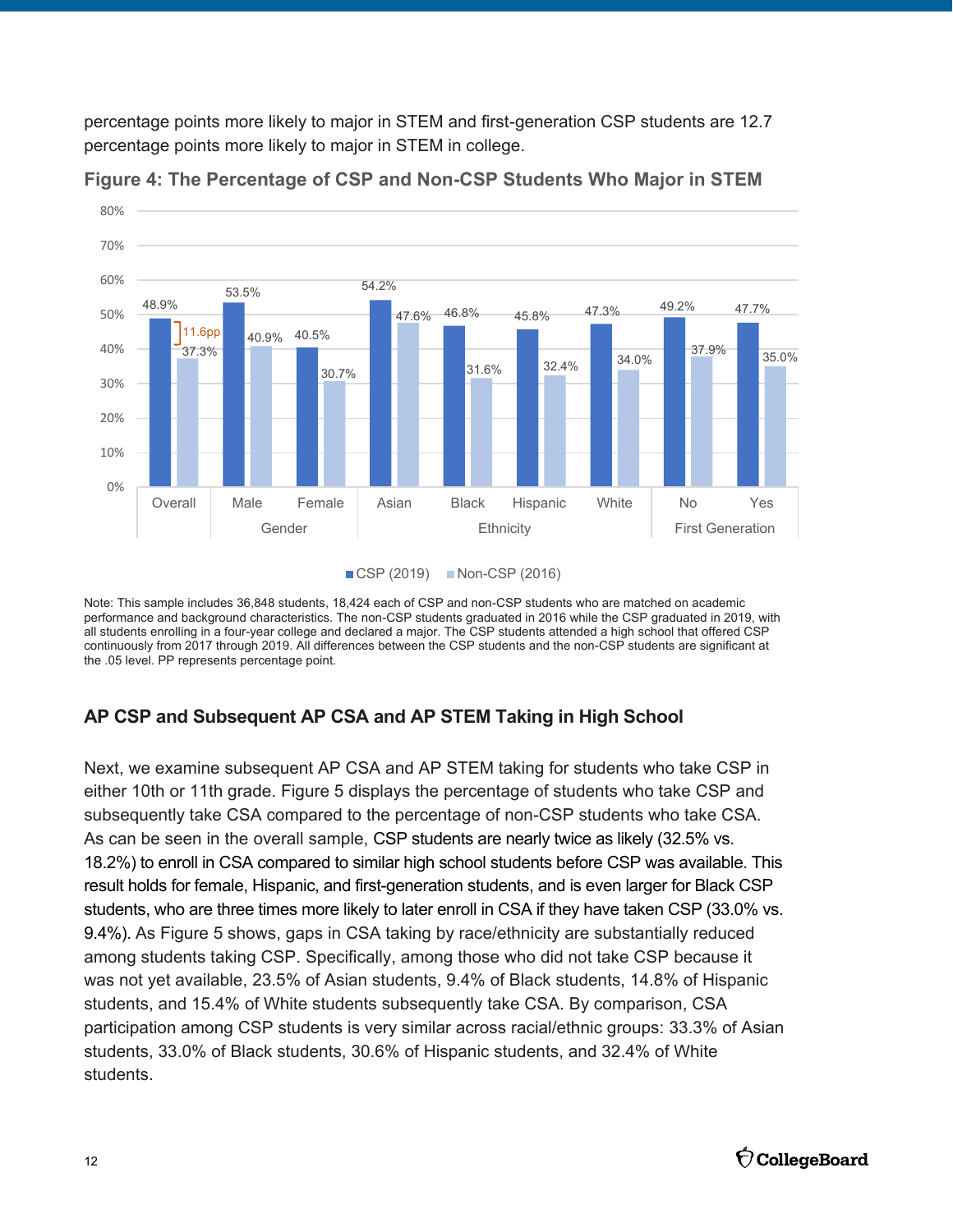percentage points more likely to major in STEM and first-generation CSP students are 12.7 percentage points more likely to major in STEM in college.

**Figure 4: The Percentage of CSP and Non-CSP Students Who Major in STEM**

| Group | Category | CSP (2019) | Non-CSP (2016) |
|---|---|---|---|
| Overall | | 48.9% | 37.3% |
| Gender | Male | 53.5% | 40.9% |
| | Female | 40.5% | 30.7% |
| Ethnicity | Asian | 54.2% | 47.6% |
| | Black | 46.8% | 31.6% |
| | Hispanic | 45.8% | 32.4% |
| | White | 47.3% | 34.0% |
| First Generation | No | 49.2% | 37.9% |
| | Yes | 47.7% | 35.0% |

Overall difference: 11.6pp

Note: This sample includes 36,848 students, 18,424 each of CSP and non-CSP students who are matched on academic performance and background characteristics. The non-CSP students graduated in 2016 while the CSP graduated in 2019, with all students enrolling in a four-year college and declared a major. The CSP students attended a high school that offered CSP continuously from 2017 through 2019. All differences between the CSP students and the non-CSP students are significant at the .05 level. PP represents percentage point.

### AP CSP and Subsequent AP CSA and AP STEM Taking in High School

Next, we examine subsequent AP CSA and AP STEM taking for students who take CSP in either 10th or 11th grade. Figure 5 displays the percentage of students who take CSP and subsequently take CSA compared to the percentage of non-CSP students who take CSA. As can be seen in the overall sample, CSP students are nearly twice as likely (32.5% vs. 18.2%) to enroll in CSA compared to similar high school students before CSP was available. This result holds for female, Hispanic, and first-generation students, and is even larger for Black CSP students, who are three times more likely to later enroll in CSA if they have taken CSP (33.0% vs. 9.4%). As Figure 5 shows, gaps in CSA taking by race/ethnicity are substantially reduced among students taking CSP. Specifically, among those who did not take CSP because it was not yet available, 23.5% of Asian students, 9.4% of Black students, 14.8% of Hispanic students, and 15.4% of White students subsequently take CSA. By comparison, CSA participation among CSP students is very similar across racial/ethnic groups: 33.3% of Asian students, 33.0% of Black students, 30.6% of Hispanic students, and 32.4% of White students.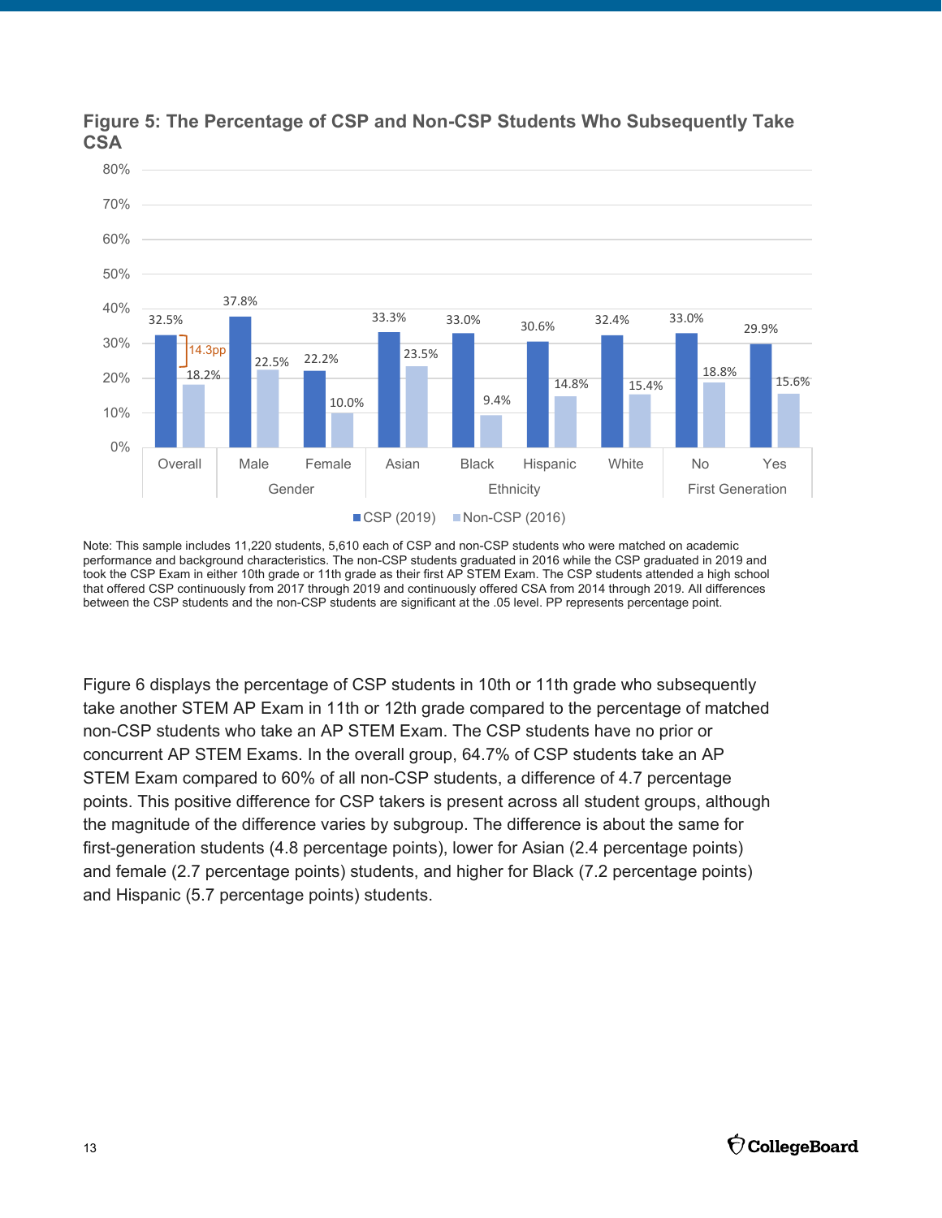**Figure 5: The Percentage of CSP and Non-CSP Students Who Subsequently Take CSA**

| Group | | CSP (2019) | Non-CSP (2016) |
|---|---|---|---|
| Overall | | 32.5% | 18.2% |
| Gender | Male | 37.8% | 22.5% |
| | Female | 22.2% | 10.0% |
| Ethnicity | Asian | 33.3% | 23.5% |
| | Black | 33.0% | 9.4% |
| | Hispanic | 30.6% | 14.8% |
| | White | 32.4% | 15.4% |
| First Generation | No | 33.0% | 18.8% |
| | Yes | 29.9% | 15.6% |

Overall difference: 14.3pp

Note: This sample includes 11,220 students, 5,610 each of CSP and non-CSP students who were matched on academic performance and background characteristics. The non-CSP students graduated in 2016 while the CSP graduated in 2019 and took the CSP Exam in either 10th grade or 11th grade as their first AP STEM Exam. The CSP students attended a high school that offered CSP continuously from 2017 through 2019 and continuously offered CSA from 2014 through 2019. All differences between the CSP students and the non-CSP students are significant at the .05 level. PP represents percentage point.

Figure 6 displays the percentage of CSP students in 10th or 11th grade who subsequently take another STEM AP Exam in 11th or 12th grade compared to the percentage of matched non-CSP students who take an AP STEM Exam. The CSP students have no prior or concurrent AP STEM Exams. In the overall group, 64.7% of CSP students take an AP STEM Exam compared to 60% of all non-CSP students, a difference of 4.7 percentage points. This positive difference for CSP takers is present across all student groups, although the magnitude of the difference varies by subgroup. The difference is about the same for first-generation students (4.8 percentage points), lower for Asian (2.4 percentage points) and female (2.7 percentage points) students, and higher for Black (7.2 percentage points) and Hispanic (5.7 percentage points) students.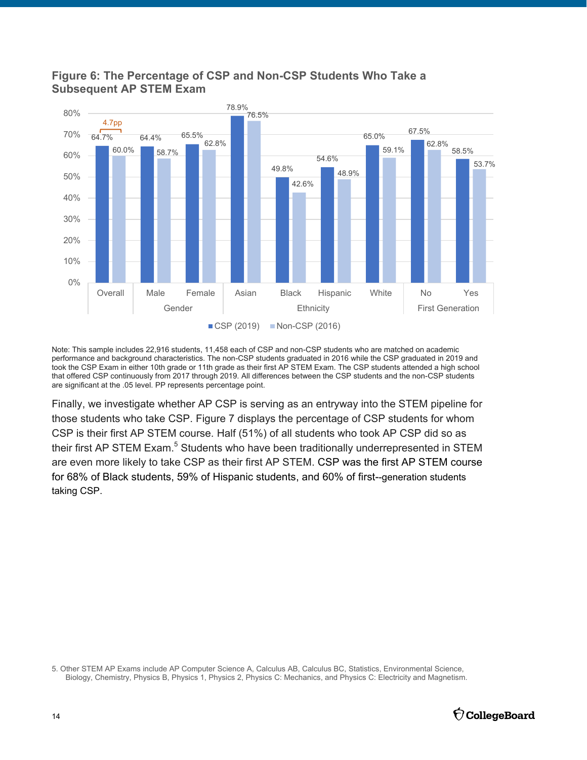### Figure 6: The Percentage of CSP and Non-CSP Students Who Take a Subsequent AP STEM Exam

| | | CSP (2019) | Non-CSP (2016) |
|---|---|---|---|
| Overall | | 64.7% | 60.0% |
| Gender | Male | 64.4% | 58.7% |
| | Female | 65.5% | 62.8% |
| Ethnicity | Asian | 78.9% | 76.5% |
| | Black | 49.8% | 42.6% |
| | Hispanic | 54.6% | 48.9% |
| | White | 65.0% | 59.1% |
| First Generation | No | 67.5% | 62.8% |
| | Yes | 58.5% | 53.7% |

4.7pp

Note: This sample includes 22,916 students, 11,458 each of CSP and non-CSP students who are matched on academic performance and background characteristics. The non-CSP students graduated in 2016 while the CSP graduated in 2019 and took the CSP Exam in either 10th grade or 11th grade as their first AP STEM Exam. The CSP students attended a high school that offered CSP continuously from 2017 through 2019. All differences between the CSP students and the non-CSP students are significant at the .05 level. PP represents percentage point.

Finally, we investigate whether AP CSP is serving as an entryway into the STEM pipeline for those students who take CSP. Figure 7 displays the percentage of CSP students for whom CSP is their first AP STEM course. Half (51%) of all students who took AP CSP did so as their first AP STEM Exam.[5] Students who have been traditionally underrepresented in STEM are even more likely to take CSP as their first AP STEM. CSP was the first AP STEM course for 68% of Black students, 59% of Hispanic students, and 60% of first--generation students taking CSP.

5. Other STEM AP Exams include AP Computer Science A, Calculus AB, Calculus BC, Statistics, Environmental Science, Biology, Chemistry, Physics B, Physics 1, Physics 2, Physics C: Mechanics, and Physics C: Electricity and Magnetism.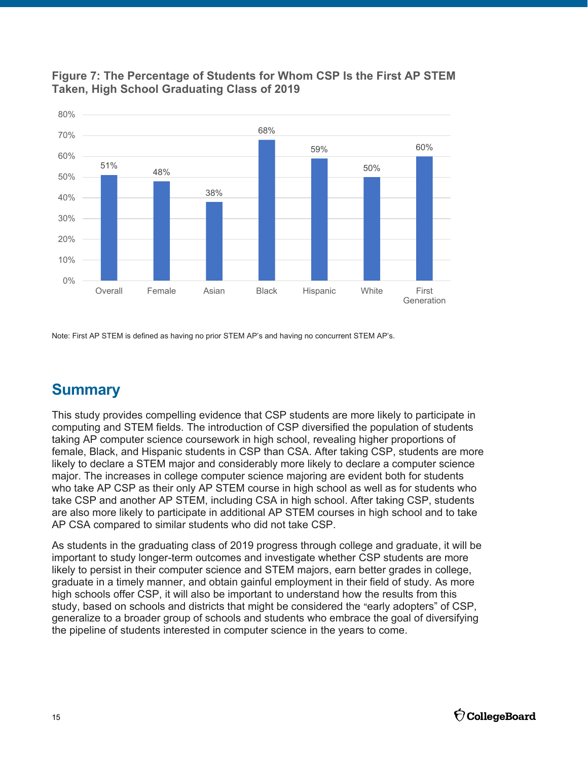**Figure 7: The Percentage of Students for Whom CSP Is the First AP STEM Taken, High School Graduating Class of 2019**

| Group | Percentage |
|---|---|
| Overall | 51% |
| Female | 48% |
| Asian | 38% |
| Black | 68% |
| Hispanic | 59% |
| White | 50% |
| First Generation | 60% |

Note: First AP STEM is defined as having no prior STEM AP's and having no concurrent STEM AP's.

## Summary

This study provides compelling evidence that CSP students are more likely to participate in computing and STEM fields. The introduction of CSP diversified the population of students taking AP computer science coursework in high school, revealing higher proportions of female, Black, and Hispanic students in CSP than CSA. After taking CSP, students are more likely to declare a STEM major and considerably more likely to declare a computer science major. The increases in college computer science majoring are evident both for students who take AP CSP as their only AP STEM course in high school as well as for students who take CSP and another AP STEM, including CSA in high school. After taking CSP, students are also more likely to participate in additional AP STEM courses in high school and to take AP CSA compared to similar students who did not take CSP.

As students in the graduating class of 2019 progress through college and graduate, it will be important to study longer-term outcomes and investigate whether CSP students are more likely to persist in their computer science and STEM majors, earn better grades in college, graduate in a timely manner, and obtain gainful employment in their field of study. As more high schools offer CSP, it will also be important to understand how the results from this study, based on schools and districts that might be considered the "early adopters" of CSP, generalize to a broader group of schools and students who embrace the goal of diversifying the pipeline of students interested in computer science in the years to come.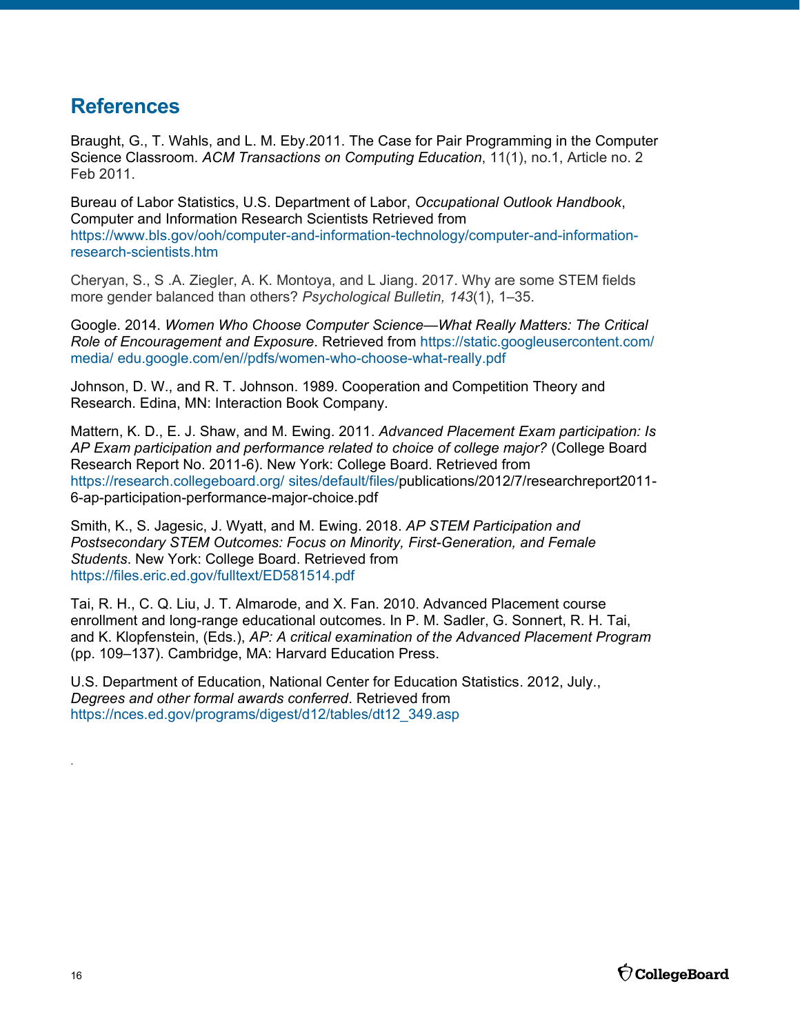## References

Braught, G., T. Wahls, and L. M. Eby.2011. The Case for Pair Programming in the Computer Science Classroom. *ACM Transactions on Computing Education*, 11(1), no.1, Article no. 2 Feb 2011.

Bureau of Labor Statistics, U.S. Department of Labor, *Occupational Outlook Handbook*, Computer and Information Research Scientists Retrieved from https://www.bls.gov/ooh/computer-and-information-technology/computer-and-information-research-scientists.htm

Cheryan, S., S .A. Ziegler, A. K. Montoya, and L Jiang. 2017. Why are some STEM fields more gender balanced than others? *Psychological Bulletin, 143*(1), 1–35.

Google. 2014. *Women Who Choose Computer Science—What Really Matters: The Critical Role of Encouragement and Exposure*. Retrieved from https://static.googleusercontent.com/media/ edu.google.com/en//pdfs/women-who-choose-what-really.pdf

Johnson, D. W., and R. T. Johnson. 1989. Cooperation and Competition Theory and Research. Edina, MN: Interaction Book Company.

Mattern, K. D., E. J. Shaw, and M. Ewing. 2011. *Advanced Placement Exam participation: Is AP Exam participation and performance related to choice of college major?* (College Board Research Report No. 2011-6). New York: College Board. Retrieved from https://research.collegeboard.org/ sites/default/files/publications/2012/7/researchreport2011-6-ap-participation-performance-major-choice.pdf

Smith, K., S. Jagesic, J. Wyatt, and M. Ewing. 2018. *AP STEM Participation and Postsecondary STEM Outcomes: Focus on Minority, First-Generation, and Female Students*. New York: College Board. Retrieved from https://files.eric.ed.gov/fulltext/ED581514.pdf

Tai, R. H., C. Q. Liu, J. T. Almarode, and X. Fan. 2010. Advanced Placement course enrollment and long-range educational outcomes. In P. M. Sadler, G. Sonnert, R. H. Tai, and K. Klopfenstein, (Eds.), *AP: A critical examination of the Advanced Placement Program* (pp. 109–137). Cambridge, MA: Harvard Education Press.

U.S. Department of Education, National Center for Education Statistics. 2012, July., *Degrees and other formal awards conferred*. Retrieved from https://nces.ed.gov/programs/digest/d12/tables/dt12_349.asp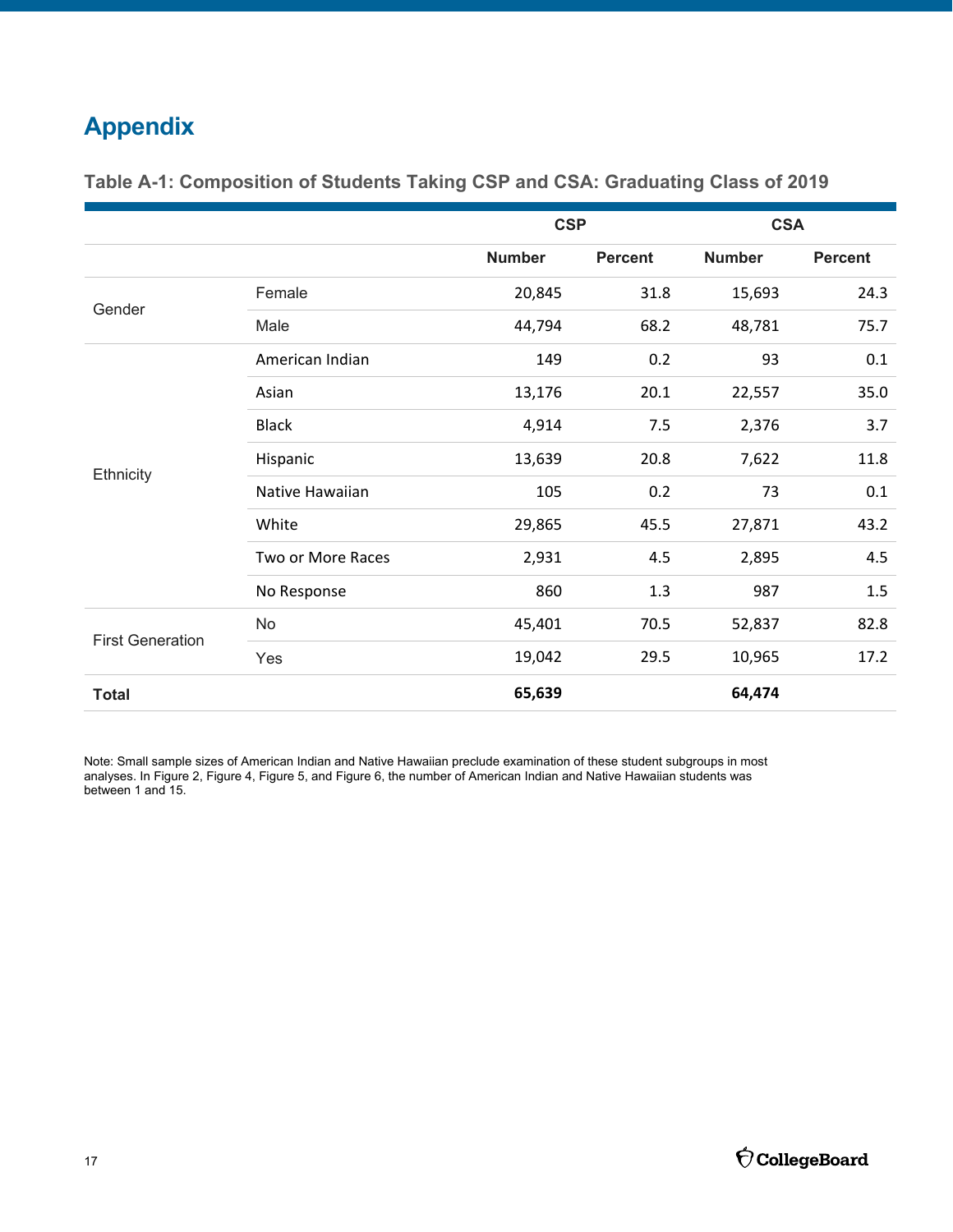# Appendix

### Table A-1: Composition of Students Taking CSP and CSA: Graduating Class of 2019

| | | CSP | | CSA | |
|---|---|---|---|---|---|
| | | **Number** | **Percent** | **Number** | **Percent** |
| Gender | Female | 20,845 | 31.8 | 15,693 | 24.3 |
| | Male | 44,794 | 68.2 | 48,781 | 75.7 |
| Ethnicity | American Indian | 149 | 0.2 | 93 | 0.1 |
| | Asian | 13,176 | 20.1 | 22,557 | 35.0 |
| | Black | 4,914 | 7.5 | 2,376 | 3.7 |
| | Hispanic | 13,639 | 20.8 | 7,622 | 11.8 |
| | Native Hawaiian | 105 | 0.2 | 73 | 0.1 |
| | White | 29,865 | 45.5 | 27,871 | 43.2 |
| | Two or More Races | 2,931 | 4.5 | 2,895 | 4.5 |
| | No Response | 860 | 1.3 | 987 | 1.5 |
| First Generation | No | 45,401 | 70.5 | 52,837 | 82.8 |
| | Yes | 19,042 | 29.5 | 10,965 | 17.2 |
| **Total** | | **65,639** | | **64,474** | |

Note: Small sample sizes of American Indian and Native Hawaiian preclude examination of these student subgroups in most analyses. In Figure 2, Figure 4, Figure 5, and Figure 6, the number of American Indian and Native Hawaiian students was between 1 and 15.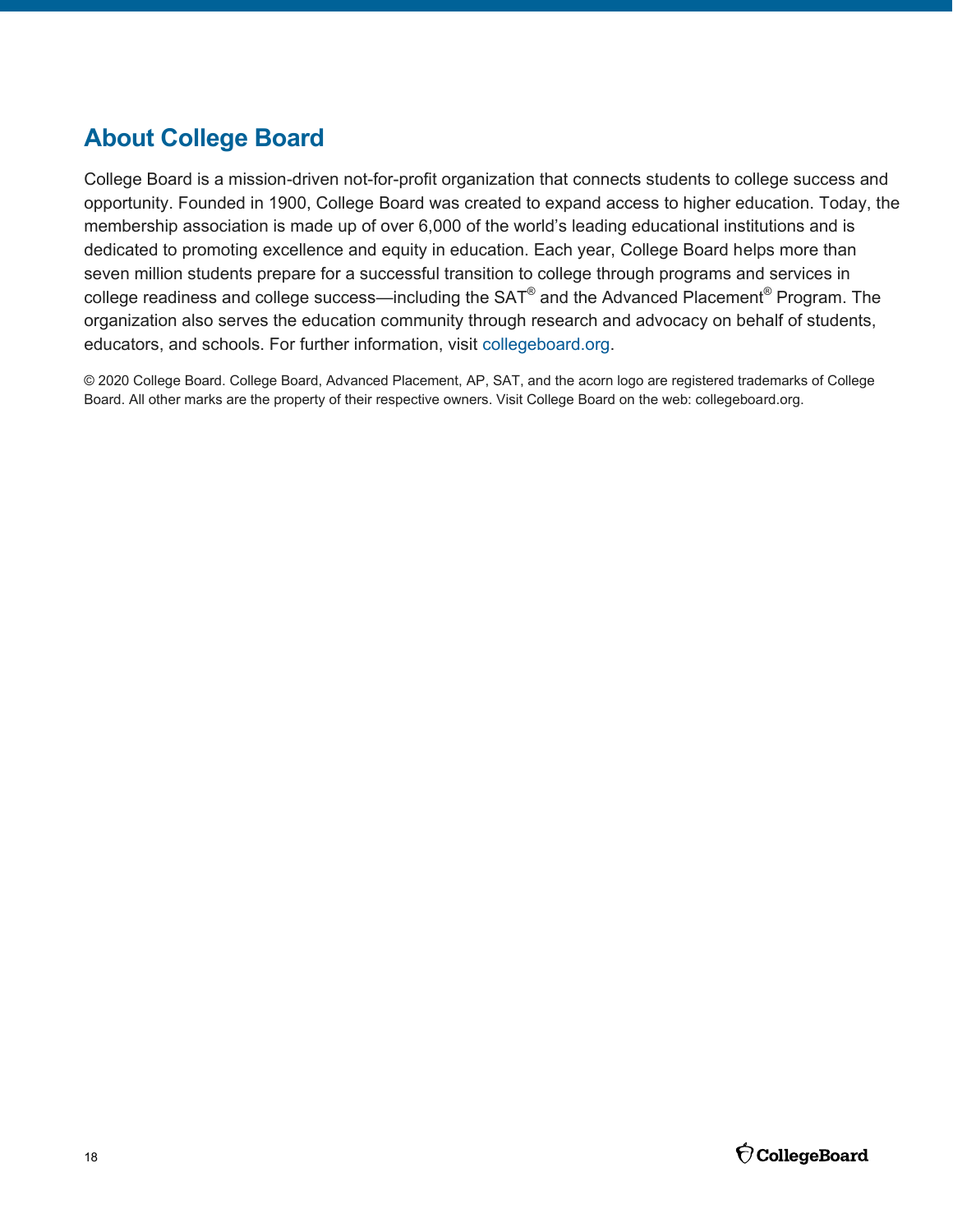## About College Board

College Board is a mission-driven not-for-profit organization that connects students to college success and opportunity. Founded in 1900, College Board was created to expand access to higher education. Today, the membership association is made up of over 6,000 of the world's leading educational institutions and is dedicated to promoting excellence and equity in education. Each year, College Board helps more than seven million students prepare for a successful transition to college through programs and services in college readiness and college success—including the SAT® and the Advanced Placement® Program. The organization also serves the education community through research and advocacy on behalf of students, educators, and schools. For further information, visit collegeboard.org.

© 2020 College Board. College Board, Advanced Placement, AP, SAT, and the acorn logo are registered trademarks of College Board. All other marks are the property of their respective owners. Visit College Board on the web: collegeboard.org.